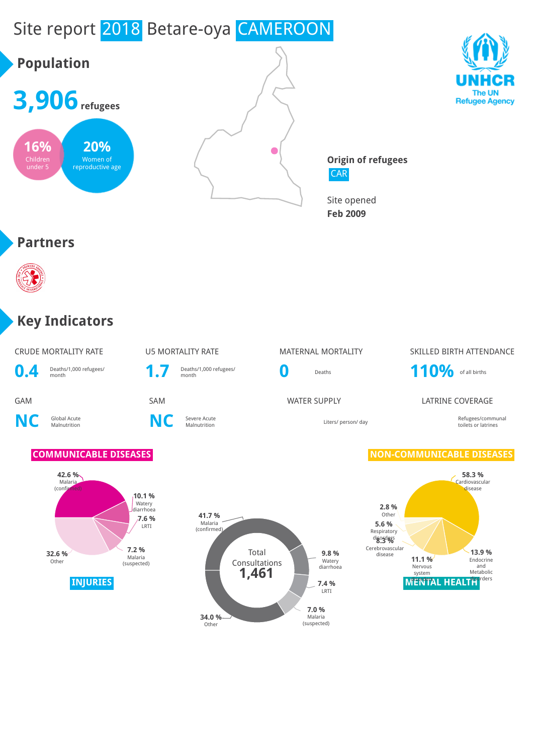# Site report 2018 Betare-oya CAMEROON

UNHCR The UN Refugee Agency

## Population

**3,906** refugees

16% Children under 5

20% Women of reproductive age

**Origin of refugees**

CAR

Site opened

**Feb 2009**

## Partners

## Key Indicators

| CRUDE MORTALITY RATE | U5 MORTALITY RATE | MATERNAL MORTALITY | SKILLED BIRTH ATTENDANCE |
|---|---|---|---|
| **0.4** Deaths/1,000 refugees/ month | **1.7** Deaths/1,000 refugees/ month | **0** Deaths | **110%** of all births |

| GAM | SAM | WATER SUPPLY | LATRINE COVERAGE |
|---|---|---|---|
| **NC** Global Acute Malnutrition | **NC** Severe Acute Malnutrition | Liters/ person/ day | Refugees/communal toilets or latrines |

### COMMUNICABLE DISEASES

- 42.6 % Malaria (confirmed)
- 10.1 % Watery diarrhoea
- 7.6 % LRTI
- 7.2 % Malaria (suspected)
- 32.6 % Other

### INJURIES

Total Consultations **1,461**

- 41.7 % Malaria (confirmed)
- 9.8 % Watery diarrhoea
- 7.4 % LRTI
- 7.0 % Malaria (suspected)
- 34.0 % Other

### NON-COMMUNICABLE DISEASES

- 58.3 % Cardiovascular disease
- 13.9 % Endocrine and Metabolic disorders
- 11.1 % Nervous system disorders
- 8.3 % Cerebrovascular disease
- 5.6 % Respiratory disorders
- 2.8 % Other

### MENTAL HEALTH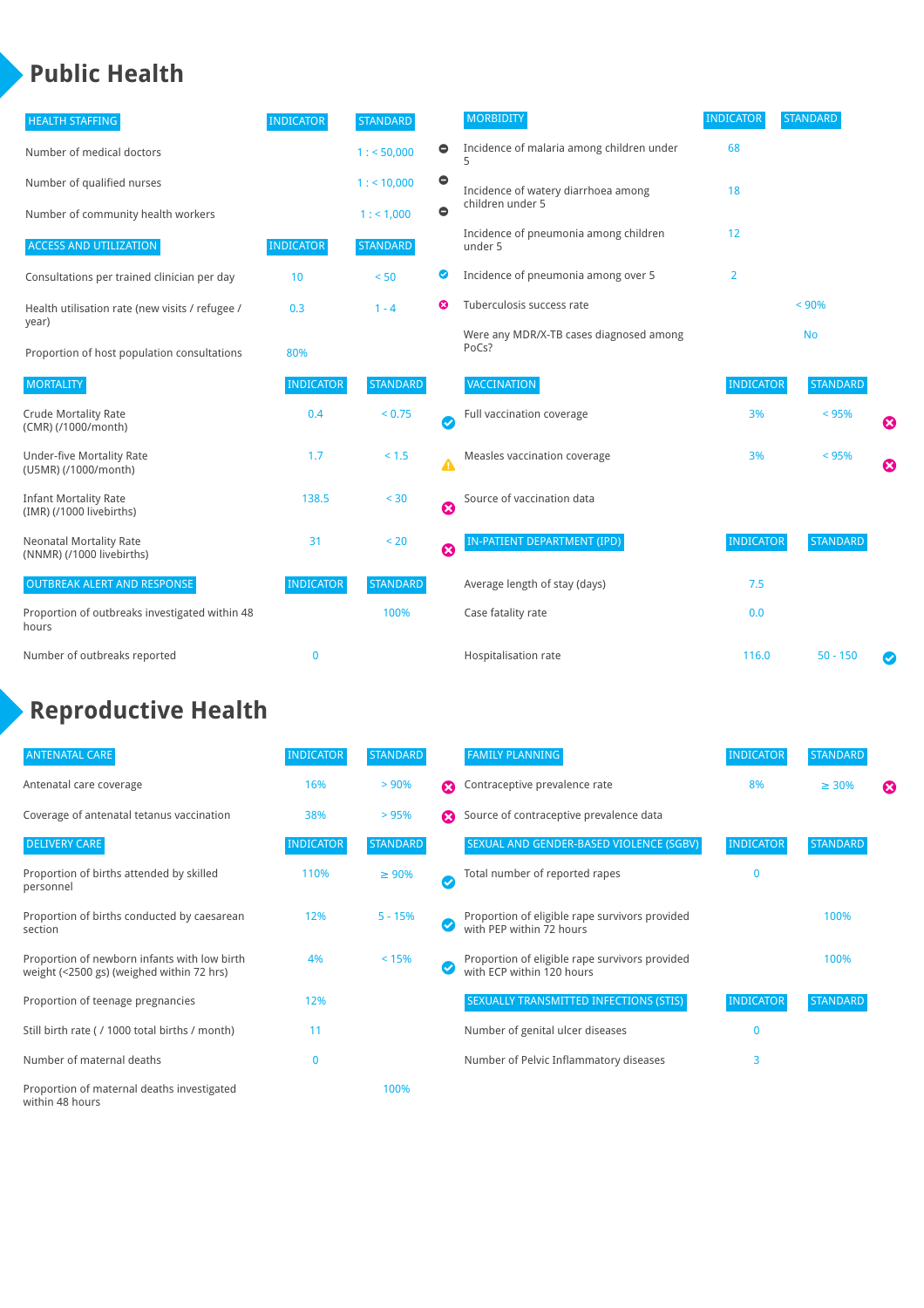# Public Health

| HEALTH STAFFING | INDICATOR | STANDARD |
|---|---|---|
| Number of medical doctors | | 1 : < 50,000 |
| Number of qualified nurses | | 1 : < 10,000 |
| Number of community health workers | | 1 : < 1,000 |

| ACCESS AND UTILIZATION | INDICATOR | STANDARD |
|---|---|---|
| Consultations per trained clinician per day | 10 | < 50 |
| Health utilisation rate (new visits / refugee / year) | 0.3 | 1 - 4 |
| Proportion of host population consultations | 80% | |

| MORTALITY | INDICATOR | STANDARD |
|---|---|---|
| Crude Mortality Rate (CMR) (/1000/month) | 0.4 | < 0.75 |
| Under-five Mortality Rate (U5MR) (/1000/month) | 1.7 | < 1.5 |
| Infant Mortality Rate (IMR) (/1000 livebirths) | 138.5 | < 30 |
| Neonatal Mortality Rate (NNMR) (/1000 livebirths) | 31 | < 20 |

| OUTBREAK ALERT AND RESPONSE | INDICATOR | STANDARD |
|---|---|---|
| Proportion of outbreaks investigated within 48 hours | | 100% |
| Number of outbreaks reported | 0 | |

| MORBIDITY | INDICATOR | STANDARD |
|---|---|---|
| Incidence of malaria among children under 5 | 68 | |
| Incidence of watery diarrhoea among children under 5 | 18 | |
| Incidence of pneumonia among children under 5 | 12 | |
| Incidence of pneumonia among over 5 | 2 | |
| Tuberculosis success rate | | < 90% |
| Were any MDR/X-TB cases diagnosed among PoCs? | | No |

| VACCINATION | INDICATOR | STANDARD |
|---|---|---|
| Full vaccination coverage | 3% | < 95% |
| Measles vaccination coverage | 3% | < 95% |
| Source of vaccination data | | |

| IN-PATIENT DEPARTMENT (IPD) | INDICATOR | STANDARD |
|---|---|---|
| Average length of stay (days) | 7.5 | |
| Case fatality rate | 0.0 | |
| Hospitalisation rate | 116.0 | 50 - 150 |

# Reproductive Health

| ANTENATAL CARE | INDICATOR | STANDARD |
|---|---|---|
| Antenatal care coverage | 16% | > 90% |
| Coverage of antenatal tetanus vaccination | 38% | > 95% |

| DELIVERY CARE | INDICATOR | STANDARD |
|---|---|---|
| Proportion of births attended by skilled personnel | 110% | ≥ 90% |
| Proportion of births conducted by caesarean section | 12% | 5 - 15% |
| Proportion of newborn infants with low birth weight (<2500 gs) (weighed within 72 hrs) | 4% | < 15% |
| Proportion of teenage pregnancies | 12% | |
| Still birth rate ( / 1000 total births / month) | 11 | |
| Number of maternal deaths | 0 | |
| Proportion of maternal deaths investigated within 48 hours | | 100% |

| FAMILY PLANNING | INDICATOR | STANDARD |
|---|---|---|
| Contraceptive prevalence rate | 8% | ≥ 30% |
| Source of contraceptive prevalence data | | |

| SEXUAL AND GENDER-BASED VIOLENCE (SGBV) | INDICATOR | STANDARD |
|---|---|---|
| Total number of reported rapes | 0 | |
| Proportion of eligible rape survivors provided with PEP within 72 hours | | 100% |
| Proportion of eligible rape survivors provided with ECP within 120 hours | | 100% |

| SEXUALLY TRANSMITTED INFECTIONS (STIS) | INDICATOR | STANDARD |
|---|---|---|
| Number of genital ulcer diseases | 0 | |
| Number of Pelvic Inflammatory diseases | 3 | |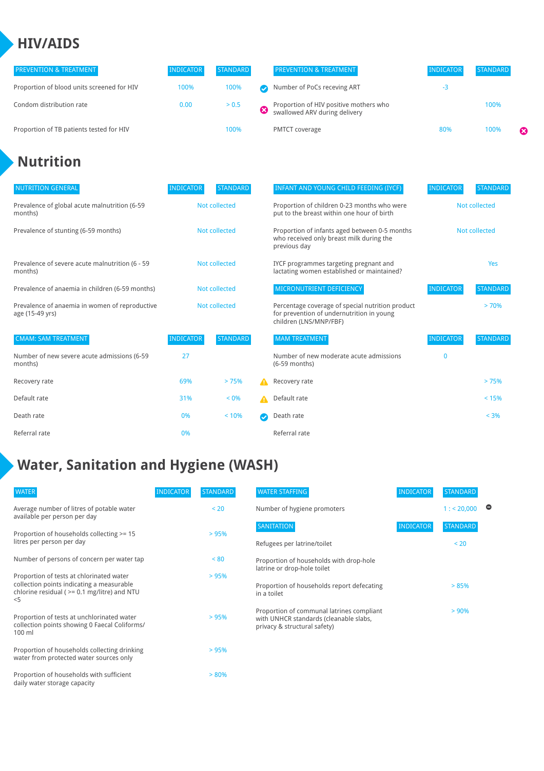# HIV/AIDS

| PREVENTION & TREATMENT | INDICATOR | STANDARD |
| --- | --- | --- |
| Proportion of blood units screened for HIV | 100% | 100% |
| Condom distribution rate | 0.00 | > 0.5 |
| Proportion of TB patients tested for HIV | | 100% |

| PREVENTION & TREATMENT | INDICATOR | STANDARD |
| --- | --- | --- |
| Number of PoCs receving ART | -3 | |
| Proportion of HIV positive mothers who swallowed ARV during delivery | | 100% |
| PMTCT coverage | 80% | 100% |

# Nutrition

| NUTRITION GENERAL | INDICATOR | STANDARD |
| --- | --- | --- |
| Prevalence of global acute malnutrition (6-59 months) | Not collected | |
| Prevalence of stunting (6-59 months) | Not collected | |
| Prevalence of severe acute malnutrition (6 - 59 months) | Not collected | |
| Prevalence of anaemia in children (6-59 months) | Not collected | |
| Prevalence of anaemia in women of reproductive age (15-49 yrs) | Not collected | |

| INFANT AND YOUNG CHILD FEEDING (IYCF) | INDICATOR | STANDARD |
| --- | --- | --- |
| Proportion of children 0-23 months who were put to the breast within one hour of birth | Not collected | |
| Proportion of infants aged between 0-5 months who received only breast milk during the previous day | Not collected | |
| IYCF programmes targeting pregnant and lactating women established or maintained? | | Yes |

| MICRONUTRIENT DEFICIENCY | INDICATOR | STANDARD |
| --- | --- | --- |
| Percentage coverage of special nutrition product for prevention of undernutrition in young children (LNS/MNP/FBF) | | > 70% |

| CMAM: SAM TREATMENT | INDICATOR | STANDARD |
| --- | --- | --- |
| Number of new severe acute admissions (6-59 months) | 27 | |
| Recovery rate | 69% | > 75% |
| Default rate | 31% | < 0% |
| Death rate | 0% | < 10% |
| Referral rate | 0% | |

| MAM TREATMENT | INDICATOR | STANDARD |
| --- | --- | --- |
| Number of new moderate acute admissions (6-59 months) | 0 | |
| Recovery rate | | > 75% |
| Default rate | | < 15% |
| Death rate | | < 3% |
| Referral rate | | |

# Water, Sanitation and Hygiene (WASH)

| WATER | INDICATOR | STANDARD |
| --- | --- | --- |
| Average number of litres of potable water available per person per day | | < 20 |
| Proportion of households collecting >= 15 litres per person per day | | > 95% |
| Number of persons of concern per water tap | | < 80 |
| Proportion of tests at chlorinated water collection points indicating a measurable chlorine residual ( >= 0.1 mg/litre) and NTU <5 | | > 95% |
| Proportion of tests at unchlorinated water collection points showing 0 Faecal Coliforms/ 100 ml | | > 95% |
| Proportion of households collecting drinking water from protected water sources only | | > 95% |
| Proportion of households with sufficient daily water storage capacity | | > 80% |

| WATER STAFFING | INDICATOR | STANDARD |
| --- | --- | --- |
| Number of hygiene promoters | | 1 : < 20,000 |

| SANITATION | INDICATOR | STANDARD |
| --- | --- | --- |
| Refugees per latrine/toilet | | < 20 |
| Proportion of households with drop-hole latrine or drop-hole toilet | | |
| Proportion of households report defecating in a toilet | | > 85% |
| Proportion of communal latrines compliant with UNHCR standards (cleanable slabs, privacy & structural safety) | | > 90% |